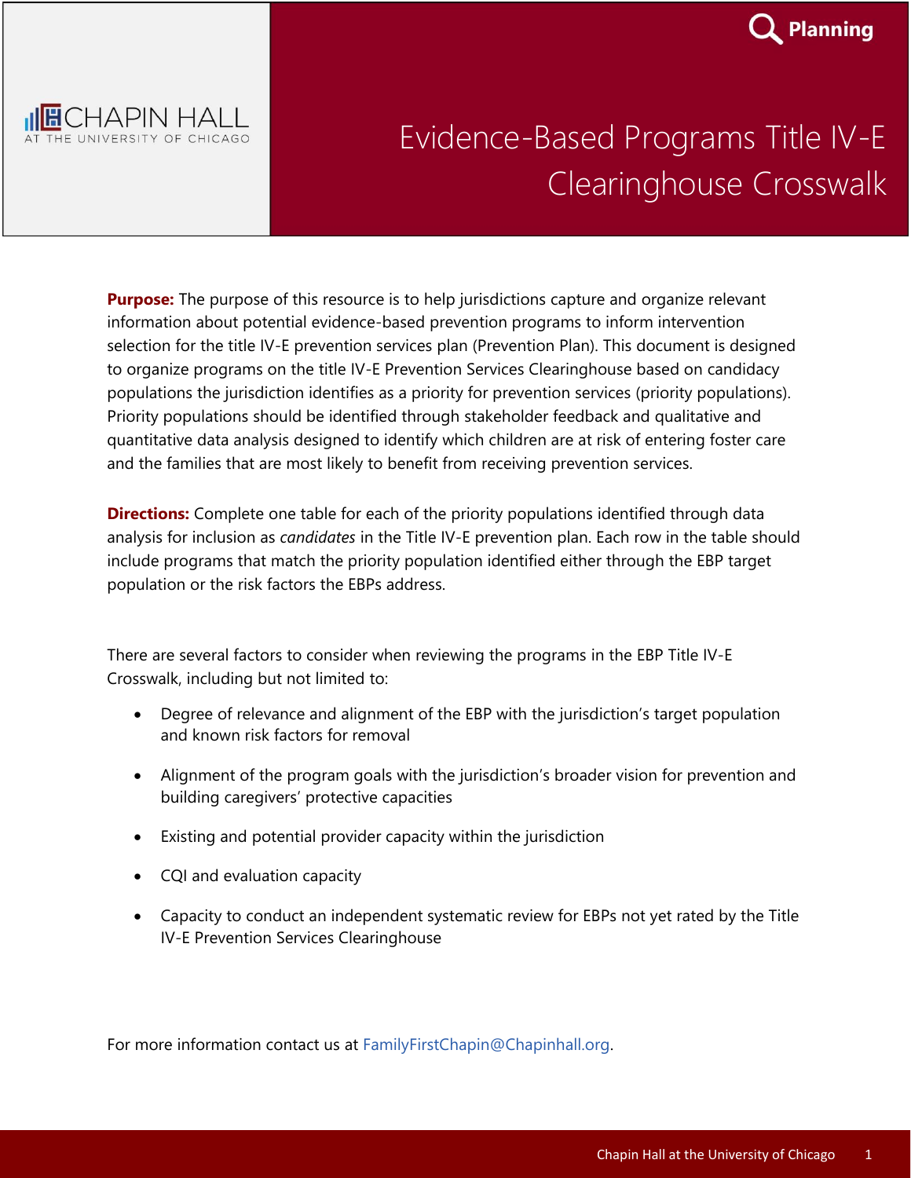Planning

CHAPIN HALL
AT THE UNIVERSITY OF CHICAGO

# Evidence-Based Programs Title IV-E Clearinghouse Crosswalk

**Purpose:** The purpose of this resource is to help jurisdictions capture and organize relevant information about potential evidence-based prevention programs to inform intervention selection for the title IV-E prevention services plan (Prevention Plan). This document is designed to organize programs on the title IV-E Prevention Services Clearinghouse based on candidacy populations the jurisdiction identifies as a priority for prevention services (priority populations). Priority populations should be identified through stakeholder feedback and qualitative and quantitative data analysis designed to identify which children are at risk of entering foster care and the families that are most likely to benefit from receiving prevention services.

**Directions:** Complete one table for each of the priority populations identified through data analysis for inclusion as *candidates* in the Title IV-E prevention plan. Each row in the table should include programs that match the priority population identified either through the EBP target population or the risk factors the EBPs address.

There are several factors to consider when reviewing the programs in the EBP Title IV-E Crosswalk, including but not limited to:

- Degree of relevance and alignment of the EBP with the jurisdiction's target population and known risk factors for removal
- Alignment of the program goals with the jurisdiction's broader vision for prevention and building caregivers' protective capacities
- Existing and potential provider capacity within the jurisdiction
- CQI and evaluation capacity
- Capacity to conduct an independent systematic review for EBPs not yet rated by the Title IV-E Prevention Services Clearinghouse

For more information contact us at FamilyFirstChapin@Chapinhall.org.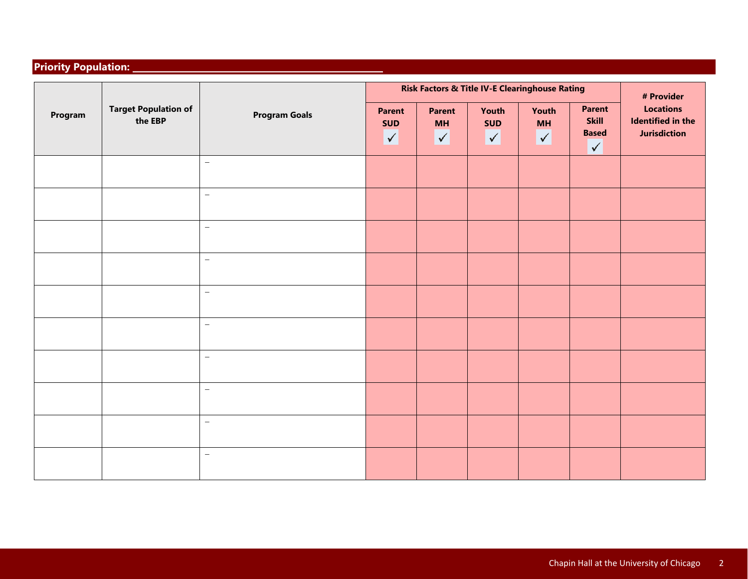## Priority Population: ______________________________

| Program | Target Population of the EBP | Program Goals | Risk Factors & Title IV-E Clearinghouse Rating | | | | | # Provider Locations Identified in the Jurisdiction |
|---|---|---|---|---|---|---|---|---|
| | | | Parent SUD ✓ | Parent MH ✓ | Youth SUD ✓ | Youth MH ✓ | Parent Skill Based ✓ | |
| | | – | | | | | | |
| | | – | | | | | | |
| | | – | | | | | | |
| | | – | | | | | | |
| | | – | | | | | | |
| | | – | | | | | | |
| | | – | | | | | | |
| | | – | | | | | | |
| | | – | | | | | | |
| | | – | | | | | | |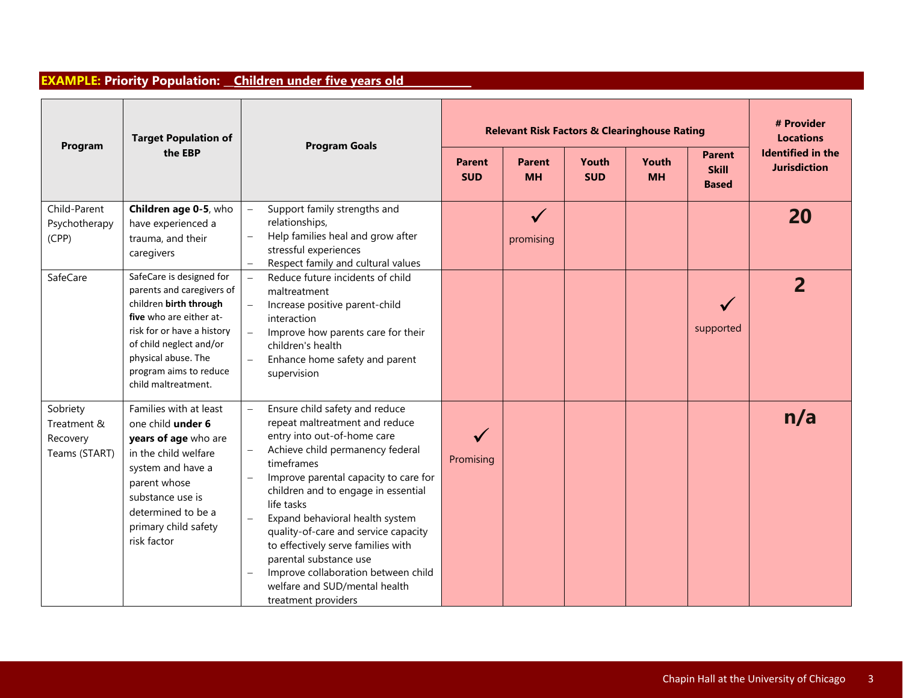**EXAMPLE: Priority Population: __Children under five years old__**

| Program | Target Population of the EBP | Program Goals | Relevant Risk Factors & Clearinghouse Rating | | | | | # Provider Locations Identified in the Jurisdiction |
|---|---|---|---|---|---|---|---|---|
| | | | Parent SUD | Parent MH | Youth SUD | Youth MH | Parent Skill Based | |
| Child-Parent Psychotherapy (CPP) | **Children age 0-5**, who have experienced a trauma, and their caregivers | – Support family strengths and relationships,<br>– Help families heal and grow after stressful experiences<br>– Respect family and cultural values | | ✓ promising | | | | **20** |
| SafeCare | SafeCare is designed for parents and caregivers of children **birth through five** who are either at-risk for or have a history of child neglect and/or physical abuse. The program aims to reduce child maltreatment. | – Reduce future incidents of child maltreatment<br>– Increase positive parent-child interaction<br>– Improve how parents care for their children's health<br>– Enhance home safety and parent supervision | | | | | ✓ supported | **2** |
| Sobriety Treatment & Recovery Teams (START) | Families with at least one child **under 6 years of age** who are in the child welfare system and have a parent whose substance use is determined to be a primary child safety risk factor | – Ensure child safety and reduce repeat maltreatment and reduce entry into out-of-home care<br>– Achieve child permanency federal timeframes<br>– Improve parental capacity to care for children and to engage in essential life tasks<br>– Expand behavioral health system quality-of-care and service capacity to effectively serve families with parental substance use<br>– Improve collaboration between child welfare and SUD/mental health treatment providers | ✓ Promising | | | | | **n/a** |